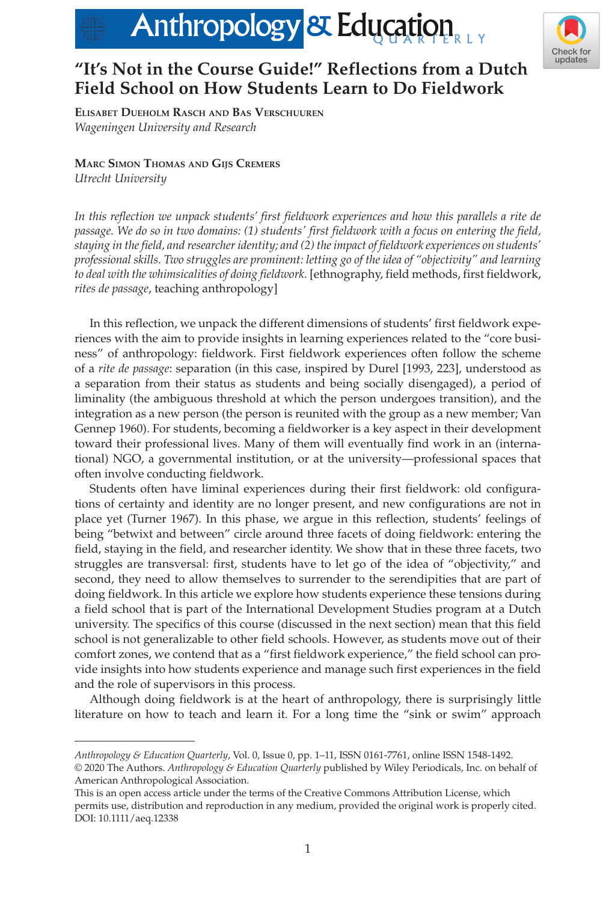# "It's Not in the Course Guide!" Reflections from a Dutch Field School on How Students Learn to Do Fieldwork

**Elisabet Dueholm Rasch and Bas Verschuuren**
*Wageningen University and Research*

**Marc Simon Thomas and Gijs Cremers**
*Utrecht University*

*In this reflection we unpack students' first fieldwork experiences and how this parallels a rite de passage. We do so in two domains: (1) students' first fieldwork with a focus on entering the field, staying in the field, and researcher identity; and (2) the impact of fieldwork experiences on students' professional skills. Two struggles are prominent: letting go of the idea of "objectivity" and learning to deal with the whimsicalities of doing fieldwork.* [ethnography, field methods, first fieldwork, *rites de passage*, teaching anthropology]

In this reflection, we unpack the different dimensions of students' first fieldwork experiences with the aim to provide insights in learning experiences related to the "core business" of anthropology: fieldwork. First fieldwork experiences often follow the scheme of a *rite de passage*: separation (in this case, inspired by Durel [1993, 223], understood as a separation from their status as students and being socially disengaged), a period of liminality (the ambiguous threshold at which the person undergoes transition), and the integration as a new person (the person is reunited with the group as a new member; Van Gennep 1960). For students, becoming a fieldworker is a key aspect in their development toward their professional lives. Many of them will eventually find work in an (international) NGO, a governmental institution, or at the university—professional spaces that often involve conducting fieldwork.

Students often have liminal experiences during their first fieldwork: old configurations of certainty and identity are no longer present, and new configurations are not in place yet (Turner 1967). In this phase, we argue in this reflection, students' feelings of being "betwixt and between" circle around three facets of doing fieldwork: entering the field, staying in the field, and researcher identity. We show that in these three facets, two struggles are transversal: first, students have to let go of the idea of "objectivity," and second, they need to allow themselves to surrender to the serendipities that are part of doing fieldwork. In this article we explore how students experience these tensions during a field school that is part of the International Development Studies program at a Dutch university. The specifics of this course (discussed in the next section) mean that this field school is not generalizable to other field schools. However, as students move out of their comfort zones, we contend that as a "first fieldwork experience," the field school can provide insights into how students experience and manage such first experiences in the field and the role of supervisors in this process.

Although doing fieldwork is at the heart of anthropology, there is surprisingly little literature on how to teach and learn it. For a long time the "sink or swim" approach

*Anthropology & Education Quarterly*, Vol. 0, Issue 0, pp. 1–11, ISSN 0161-7761, online ISSN 1548-1492.
© 2020 The Authors. *Anthropology & Education Quarterly* published by Wiley Periodicals, Inc. on behalf of American Anthropological Association.
This is an open access article under the terms of the Creative Commons Attribution License, which permits use, distribution and reproduction in any medium, provided the original work is properly cited.
DOI: 10.1111/aeq.12338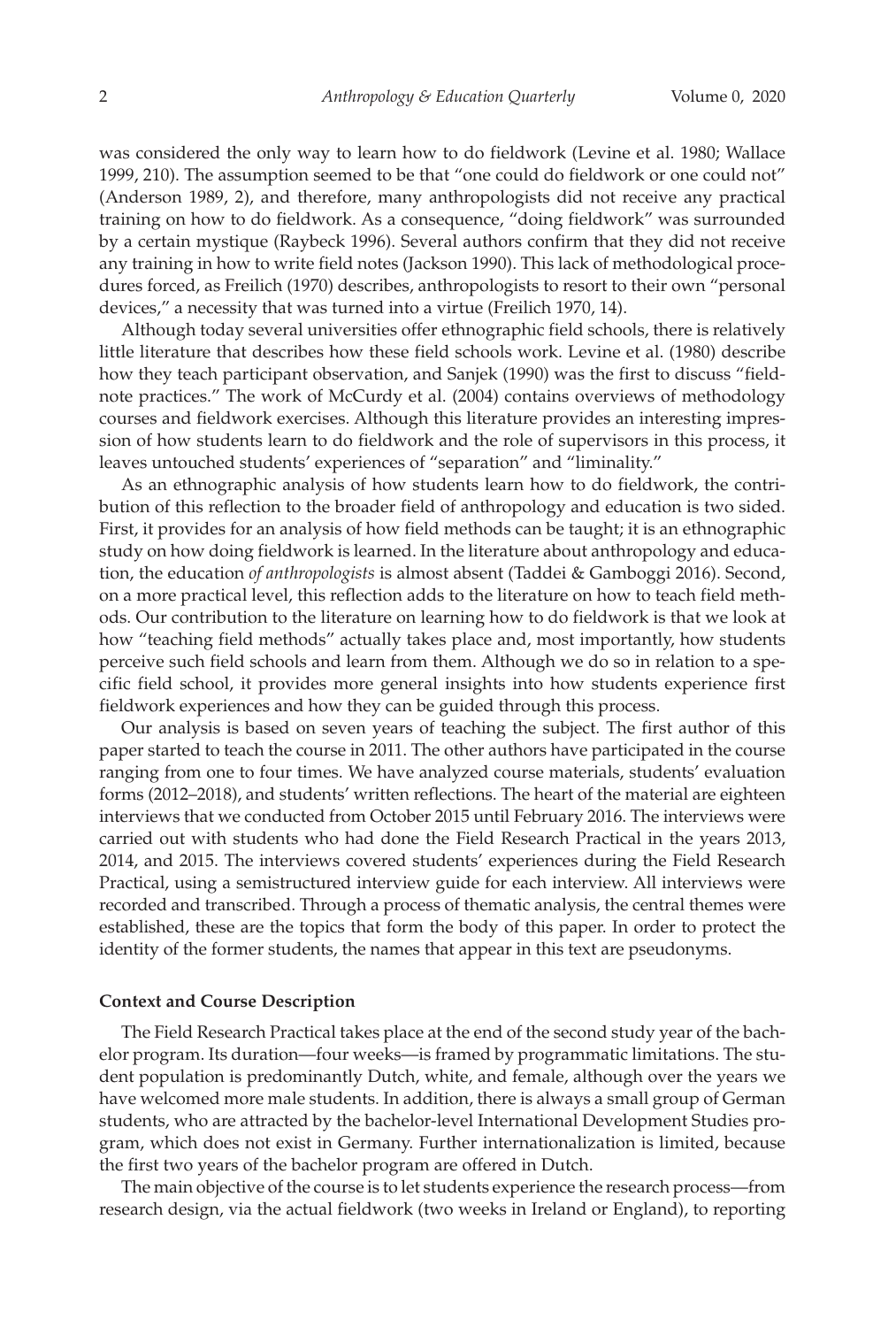was considered the only way to learn how to do fieldwork (Levine et al. 1980; Wallace 1999, 210). The assumption seemed to be that "one could do fieldwork or one could not" (Anderson 1989, 2), and therefore, many anthropologists did not receive any practical training on how to do fieldwork. As a consequence, "doing fieldwork" was surrounded by a certain mystique (Raybeck 1996). Several authors confirm that they did not receive any training in how to write field notes (Jackson 1990). This lack of methodological procedures forced, as Freilich (1970) describes, anthropologists to resort to their own "personal devices," a necessity that was turned into a virtue (Freilich 1970, 14).

Although today several universities offer ethnographic field schools, there is relatively little literature that describes how these field schools work. Levine et al. (1980) describe how they teach participant observation, and Sanjek (1990) was the first to discuss "fieldnote practices." The work of McCurdy et al. (2004) contains overviews of methodology courses and fieldwork exercises. Although this literature provides an interesting impression of how students learn to do fieldwork and the role of supervisors in this process, it leaves untouched students' experiences of "separation" and "liminality."

As an ethnographic analysis of how students learn how to do fieldwork, the contribution of this reflection to the broader field of anthropology and education is two sided. First, it provides for an analysis of how field methods can be taught; it is an ethnographic study on how doing fieldwork is learned. In the literature about anthropology and education, the education *of anthropologists* is almost absent (Taddei & Gamboggi 2016). Second, on a more practical level, this reflection adds to the literature on how to teach field methods. Our contribution to the literature on learning how to do fieldwork is that we look at how "teaching field methods" actually takes place and, most importantly, how students perceive such field schools and learn from them. Although we do so in relation to a specific field school, it provides more general insights into how students experience first fieldwork experiences and how they can be guided through this process.

Our analysis is based on seven years of teaching the subject. The first author of this paper started to teach the course in 2011. The other authors have participated in the course ranging from one to four times. We have analyzed course materials, students' evaluation forms (2012–2018), and students' written reflections. The heart of the material are eighteen interviews that we conducted from October 2015 until February 2016. The interviews were carried out with students who had done the Field Research Practical in the years 2013, 2014, and 2015. The interviews covered students' experiences during the Field Research Practical, using a semistructured interview guide for each interview. All interviews were recorded and transcribed. Through a process of thematic analysis, the central themes were established, these are the topics that form the body of this paper. In order to protect the identity of the former students, the names that appear in this text are pseudonyms.

#### Context and Course Description

The Field Research Practical takes place at the end of the second study year of the bachelor program. Its duration—four weeks—is framed by programmatic limitations. The student population is predominantly Dutch, white, and female, although over the years we have welcomed more male students. In addition, there is always a small group of German students, who are attracted by the bachelor-level International Development Studies program, which does not exist in Germany. Further internationalization is limited, because the first two years of the bachelor program are offered in Dutch.

The main objective of the course is to let students experience the research process—from research design, via the actual fieldwork (two weeks in Ireland or England), to reporting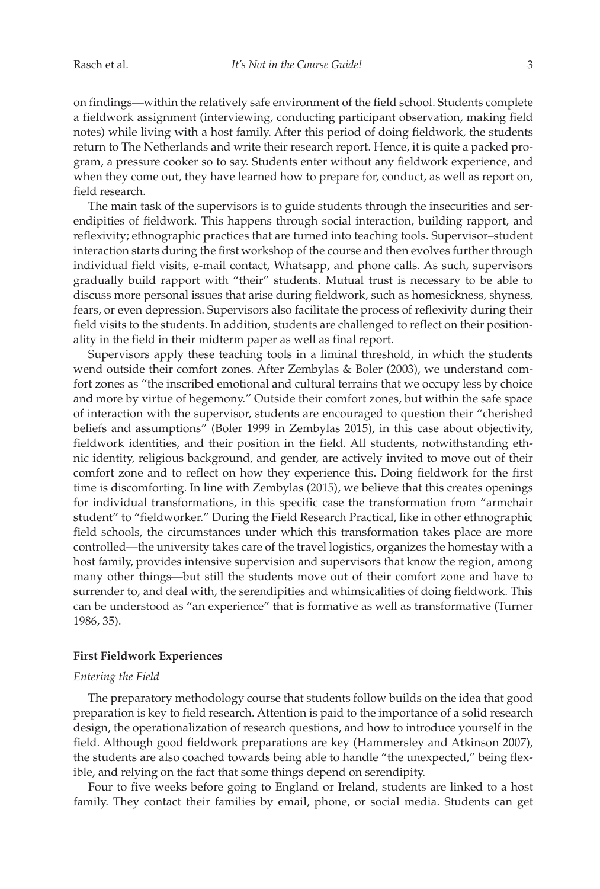on findings—within the relatively safe environment of the field school. Students complete a fieldwork assignment (interviewing, conducting participant observation, making field notes) while living with a host family. After this period of doing fieldwork, the students return to The Netherlands and write their research report. Hence, it is quite a packed program, a pressure cooker so to say. Students enter without any fieldwork experience, and when they come out, they have learned how to prepare for, conduct, as well as report on, field research.

The main task of the supervisors is to guide students through the insecurities and serendipities of fieldwork. This happens through social interaction, building rapport, and reflexivity; ethnographic practices that are turned into teaching tools. Supervisor–student interaction starts during the first workshop of the course and then evolves further through individual field visits, e-mail contact, Whatsapp, and phone calls. As such, supervisors gradually build rapport with "their" students. Mutual trust is necessary to be able to discuss more personal issues that arise during fieldwork, such as homesickness, shyness, fears, or even depression. Supervisors also facilitate the process of reflexivity during their field visits to the students. In addition, students are challenged to reflect on their positionality in the field in their midterm paper as well as final report.

Supervisors apply these teaching tools in a liminal threshold, in which the students wend outside their comfort zones. After Zembylas & Boler (2003), we understand comfort zones as "the inscribed emotional and cultural terrains that we occupy less by choice and more by virtue of hegemony." Outside their comfort zones, but within the safe space of interaction with the supervisor, students are encouraged to question their "cherished beliefs and assumptions" (Boler 1999 in Zembylas 2015), in this case about objectivity, fieldwork identities, and their position in the field. All students, notwithstanding ethnic identity, religious background, and gender, are actively invited to move out of their comfort zone and to reflect on how they experience this. Doing fieldwork for the first time is discomforting. In line with Zembylas (2015), we believe that this creates openings for individual transformations, in this specific case the transformation from "armchair student" to "fieldworker." During the Field Research Practical, like in other ethnographic field schools, the circumstances under which this transformation takes place are more controlled—the university takes care of the travel logistics, organizes the homestay with a host family, provides intensive supervision and supervisors that know the region, among many other things—but still the students move out of their comfort zone and have to surrender to, and deal with, the serendipities and whimsicalities of doing fieldwork. This can be understood as "an experience" that is formative as well as transformative (Turner 1986, 35).

### First Fieldwork Experiences

#### *Entering the Field*

The preparatory methodology course that students follow builds on the idea that good preparation is key to field research. Attention is paid to the importance of a solid research design, the operationalization of research questions, and how to introduce yourself in the field. Although good fieldwork preparations are key (Hammersley and Atkinson 2007), the students are also coached towards being able to handle "the unexpected," being flexible, and relying on the fact that some things depend on serendipity.

Four to five weeks before going to England or Ireland, students are linked to a host family. They contact their families by email, phone, or social media. Students can get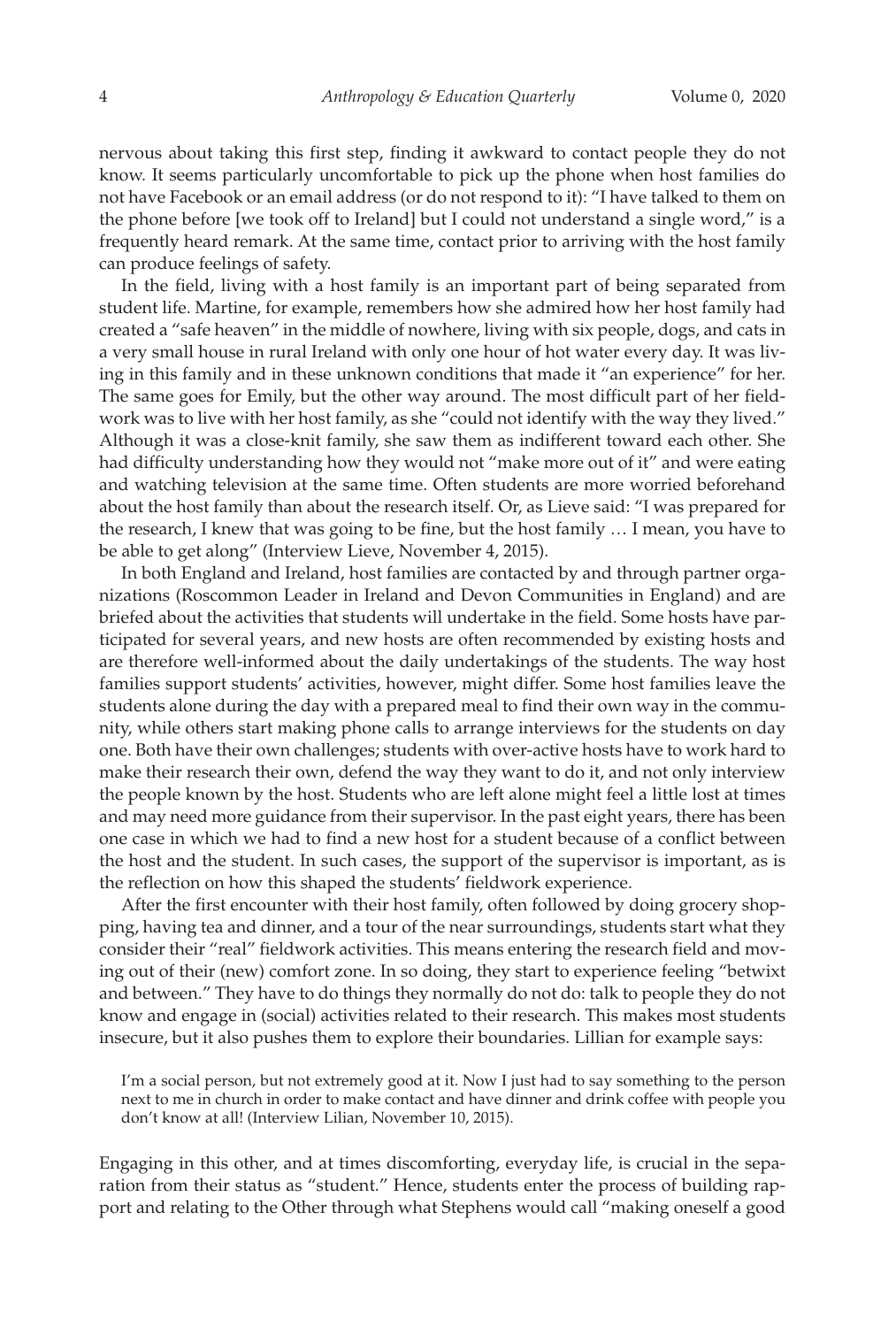nervous about taking this first step, finding it awkward to contact people they do not know. It seems particularly uncomfortable to pick up the phone when host families do not have Facebook or an email address (or do not respond to it): "I have talked to them on the phone before [we took off to Ireland] but I could not understand a single word," is a frequently heard remark. At the same time, contact prior to arriving with the host family can produce feelings of safety.

In the field, living with a host family is an important part of being separated from student life. Martine, for example, remembers how she admired how her host family had created a "safe heaven" in the middle of nowhere, living with six people, dogs, and cats in a very small house in rural Ireland with only one hour of hot water every day. It was living in this family and in these unknown conditions that made it "an experience" for her. The same goes for Emily, but the other way around. The most difficult part of her fieldwork was to live with her host family, as she "could not identify with the way they lived." Although it was a close-knit family, she saw them as indifferent toward each other. She had difficulty understanding how they would not "make more out of it" and were eating and watching television at the same time. Often students are more worried beforehand about the host family than about the research itself. Or, as Lieve said: "I was prepared for the research, I knew that was going to be fine, but the host family … I mean, you have to be able to get along" (Interview Lieve, November 4, 2015).

In both England and Ireland, host families are contacted by and through partner organizations (Roscommon Leader in Ireland and Devon Communities in England) and are briefed about the activities that students will undertake in the field. Some hosts have participated for several years, and new hosts are often recommended by existing hosts and are therefore well-informed about the daily undertakings of the students. The way host families support students' activities, however, might differ. Some host families leave the students alone during the day with a prepared meal to find their own way in the community, while others start making phone calls to arrange interviews for the students on day one. Both have their own challenges; students with over-active hosts have to work hard to make their research their own, defend the way they want to do it, and not only interview the people known by the host. Students who are left alone might feel a little lost at times and may need more guidance from their supervisor. In the past eight years, there has been one case in which we had to find a new host for a student because of a conflict between the host and the student. In such cases, the support of the supervisor is important, as is the reflection on how this shaped the students' fieldwork experience.

After the first encounter with their host family, often followed by doing grocery shopping, having tea and dinner, and a tour of the near surroundings, students start what they consider their "real" fieldwork activities. This means entering the research field and moving out of their (new) comfort zone. In so doing, they start to experience feeling "betwixt and between." They have to do things they normally do not do: talk to people they do not know and engage in (social) activities related to their research. This makes most students insecure, but it also pushes them to explore their boundaries. Lillian for example says:

> I'm a social person, but not extremely good at it. Now I just had to say something to the person next to me in church in order to make contact and have dinner and drink coffee with people you don't know at all! (Interview Lilian, November 10, 2015).

Engaging in this other, and at times discomforting, everyday life, is crucial in the separation from their status as "student." Hence, students enter the process of building rapport and relating to the Other through what Stephens would call "making oneself a good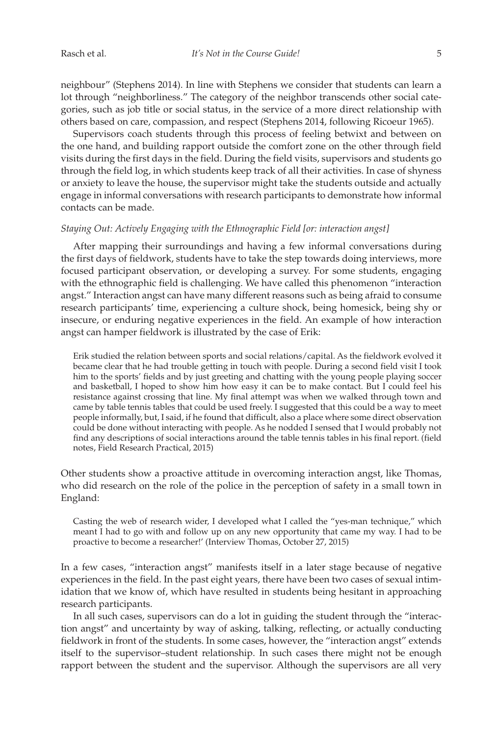neighbour" (Stephens 2014). In line with Stephens we consider that students can learn a lot through "neighborliness." The category of the neighbor transcends other social categories, such as job title or social status, in the service of a more direct relationship with others based on care, compassion, and respect (Stephens 2014, following Ricoeur 1965).

Supervisors coach students through this process of feeling betwixt and between on the one hand, and building rapport outside the comfort zone on the other through field visits during the first days in the field. During the field visits, supervisors and students go through the field log, in which students keep track of all their activities. In case of shyness or anxiety to leave the house, the supervisor might take the students outside and actually engage in informal conversations with research participants to demonstrate how informal contacts can be made.

*Staying Out: Actively Engaging with the Ethnographic Field [or: interaction angst]*

After mapping their surroundings and having a few informal conversations during the first days of fieldwork, students have to take the step towards doing interviews, more focused participant observation, or developing a survey. For some students, engaging with the ethnographic field is challenging. We have called this phenomenon "interaction angst." Interaction angst can have many different reasons such as being afraid to consume research participants' time, experiencing a culture shock, being homesick, being shy or insecure, or enduring negative experiences in the field. An example of how interaction angst can hamper fieldwork is illustrated by the case of Erik:

> Erik studied the relation between sports and social relations/capital. As the fieldwork evolved it became clear that he had trouble getting in touch with people. During a second field visit I took him to the sports' fields and by just greeting and chatting with the young people playing soccer and basketball, I hoped to show him how easy it can be to make contact. But I could feel his resistance against crossing that line. My final attempt was when we walked through town and came by table tennis tables that could be used freely. I suggested that this could be a way to meet people informally, but, I said, if he found that difficult, also a place where some direct observation could be done without interacting with people. As he nodded I sensed that I would probably not find any descriptions of social interactions around the table tennis tables in his final report. (field notes, Field Research Practical, 2015)

Other students show a proactive attitude in overcoming interaction angst, like Thomas, who did research on the role of the police in the perception of safety in a small town in England:

> Casting the web of research wider, I developed what I called the "yes-man technique," which meant I had to go with and follow up on any new opportunity that came my way. I had to be proactive to become a researcher!' (Interview Thomas, October 27, 2015)

In a few cases, "interaction angst" manifests itself in a later stage because of negative experiences in the field. In the past eight years, there have been two cases of sexual intimidation that we know of, which have resulted in students being hesitant in approaching research participants.

In all such cases, supervisors can do a lot in guiding the student through the "interaction angst" and uncertainty by way of asking, talking, reflecting, or actually conducting fieldwork in front of the students. In some cases, however, the "interaction angst" extends itself to the supervisor–student relationship. In such cases there might not be enough rapport between the student and the supervisor. Although the supervisors are all very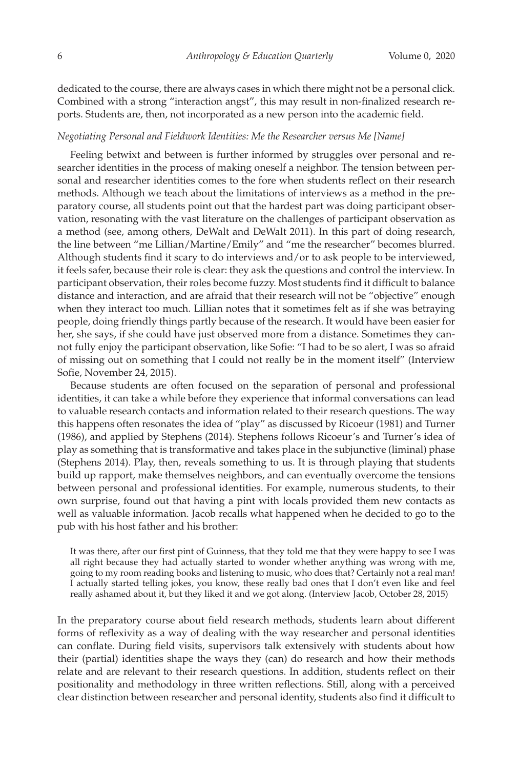dedicated to the course, there are always cases in which there might not be a personal click. Combined with a strong "interaction angst", this may result in non-finalized research reports. Students are, then, not incorporated as a new person into the academic field.

### *Negotiating Personal and Fieldwork Identities: Me the Researcher versus Me [Name]*

Feeling betwixt and between is further informed by struggles over personal and researcher identities in the process of making oneself a neighbor. The tension between personal and researcher identities comes to the fore when students reflect on their research methods. Although we teach about the limitations of interviews as a method in the preparatory course, all students point out that the hardest part was doing participant observation, resonating with the vast literature on the challenges of participant observation as a method (see, among others, DeWalt and DeWalt 2011). In this part of doing research, the line between "me Lillian/Martine/Emily" and "me the researcher" becomes blurred. Although students find it scary to do interviews and/or to ask people to be interviewed, it feels safer, because their role is clear: they ask the questions and control the interview. In participant observation, their roles become fuzzy. Most students find it difficult to balance distance and interaction, and are afraid that their research will not be "objective" enough when they interact too much. Lillian notes that it sometimes felt as if she was betraying people, doing friendly things partly because of the research. It would have been easier for her, she says, if she could have just observed more from a distance. Sometimes they cannot fully enjoy the participant observation, like Sofie: "I had to be so alert, I was so afraid of missing out on something that I could not really be in the moment itself" (Interview Sofie, November 24, 2015).

Because students are often focused on the separation of personal and professional identities, it can take a while before they experience that informal conversations can lead to valuable research contacts and information related to their research questions. The way this happens often resonates the idea of "play" as discussed by Ricoeur (1981) and Turner (1986), and applied by Stephens (2014). Stephens follows Ricoeur's and Turner's idea of play as something that is transformative and takes place in the subjunctive (liminal) phase (Stephens 2014). Play, then, reveals something to us. It is through playing that students build up rapport, make themselves neighbors, and can eventually overcome the tensions between personal and professional identities. For example, numerous students, to their own surprise, found out that having a pint with locals provided them new contacts as well as valuable information. Jacob recalls what happened when he decided to go to the pub with his host father and his brother:

> It was there, after our first pint of Guinness, that they told me that they were happy to see I was all right because they had actually started to wonder whether anything was wrong with me, going to my room reading books and listening to music, who does that? Certainly not a real man! I actually started telling jokes, you know, these really bad ones that I don't even like and feel really ashamed about it, but they liked it and we got along. (Interview Jacob, October 28, 2015)

In the preparatory course about field research methods, students learn about different forms of reflexivity as a way of dealing with the way researcher and personal identities can conflate. During field visits, supervisors talk extensively with students about how their (partial) identities shape the ways they (can) do research and how their methods relate and are relevant to their research questions. In addition, students reflect on their positionality and methodology in three written reflections. Still, along with a perceived clear distinction between researcher and personal identity, students also find it difficult to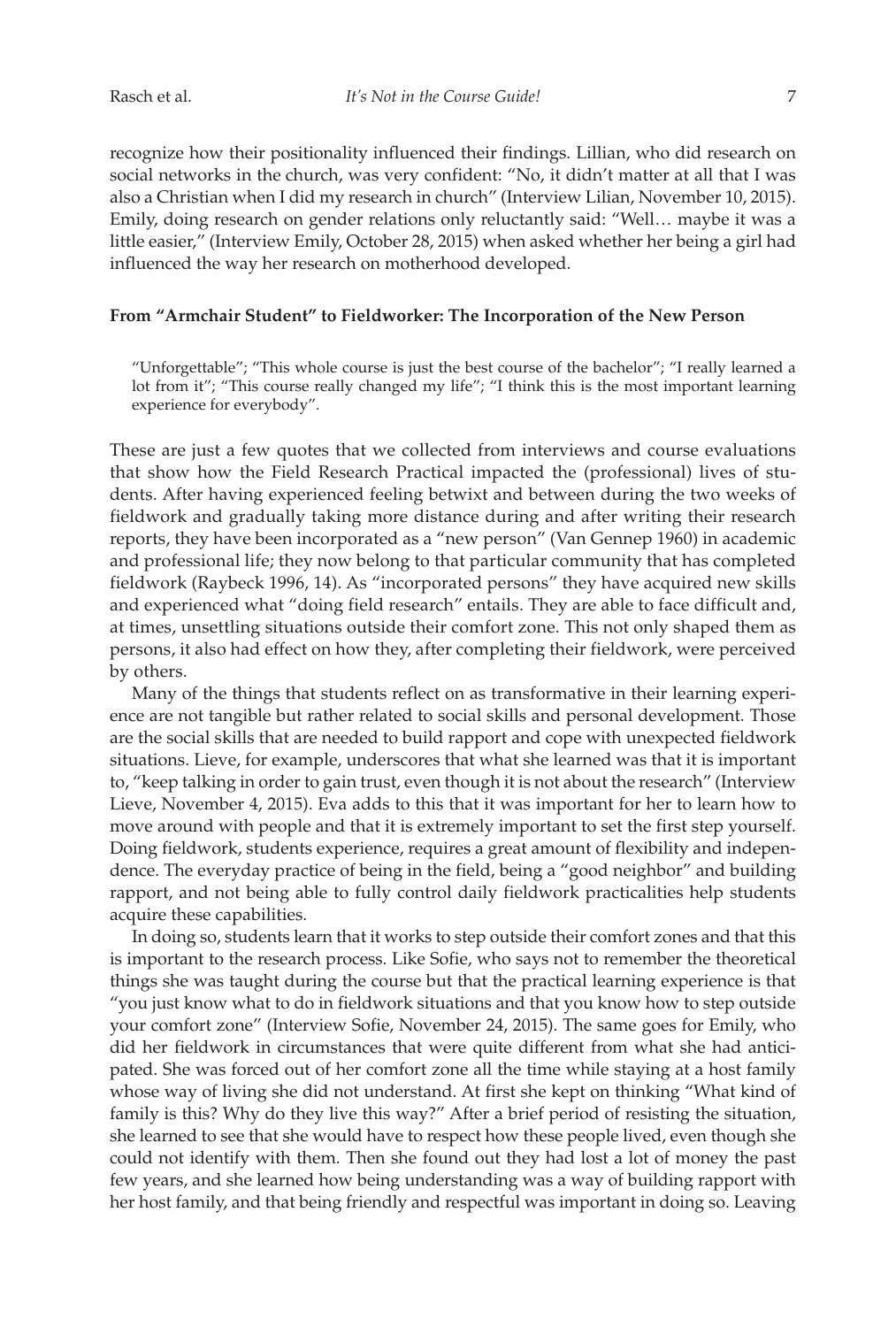recognize how their positionality influenced their findings. Lillian, who did research on social networks in the church, was very confident: "No, it didn't matter at all that I was also a Christian when I did my research in church" (Interview Lilian, November 10, 2015). Emily, doing research on gender relations only reluctantly said: "Well… maybe it was a little easier," (Interview Emily, October 28, 2015) when asked whether her being a girl had influenced the way her research on motherhood developed.

**From "Armchair Student" to Fieldworker: The Incorporation of the New Person**

> "Unforgettable"; "This whole course is just the best course of the bachelor"; "I really learned a lot from it"; "This course really changed my life"; "I think this is the most important learning experience for everybody".

These are just a few quotes that we collected from interviews and course evaluations that show how the Field Research Practical impacted the (professional) lives of students. After having experienced feeling betwixt and between during the two weeks of fieldwork and gradually taking more distance during and after writing their research reports, they have been incorporated as a "new person" (Van Gennep 1960) in academic and professional life; they now belong to that particular community that has completed fieldwork (Raybeck 1996, 14). As "incorporated persons" they have acquired new skills and experienced what "doing field research" entails. They are able to face difficult and, at times, unsettling situations outside their comfort zone. This not only shaped them as persons, it also had effect on how they, after completing their fieldwork, were perceived by others.

Many of the things that students reflect on as transformative in their learning experience are not tangible but rather related to social skills and personal development. Those are the social skills that are needed to build rapport and cope with unexpected fieldwork situations. Lieve, for example, underscores that what she learned was that it is important to, "keep talking in order to gain trust, even though it is not about the research" (Interview Lieve, November 4, 2015). Eva adds to this that it was important for her to learn how to move around with people and that it is extremely important to set the first step yourself. Doing fieldwork, students experience, requires a great amount of flexibility and independence. The everyday practice of being in the field, being a "good neighbor" and building rapport, and not being able to fully control daily fieldwork practicalities help students acquire these capabilities.

In doing so, students learn that it works to step outside their comfort zones and that this is important to the research process. Like Sofie, who says not to remember the theoretical things she was taught during the course but that the practical learning experience is that "you just know what to do in fieldwork situations and that you know how to step outside your comfort zone" (Interview Sofie, November 24, 2015). The same goes for Emily, who did her fieldwork in circumstances that were quite different from what she had anticipated. She was forced out of her comfort zone all the time while staying at a host family whose way of living she did not understand. At first she kept on thinking "What kind of family is this? Why do they live this way?" After a brief period of resisting the situation, she learned to see that she would have to respect how these people lived, even though she could not identify with them. Then she found out they had lost a lot of money the past few years, and she learned how being understanding was a way of building rapport with her host family, and that being friendly and respectful was important in doing so. Leaving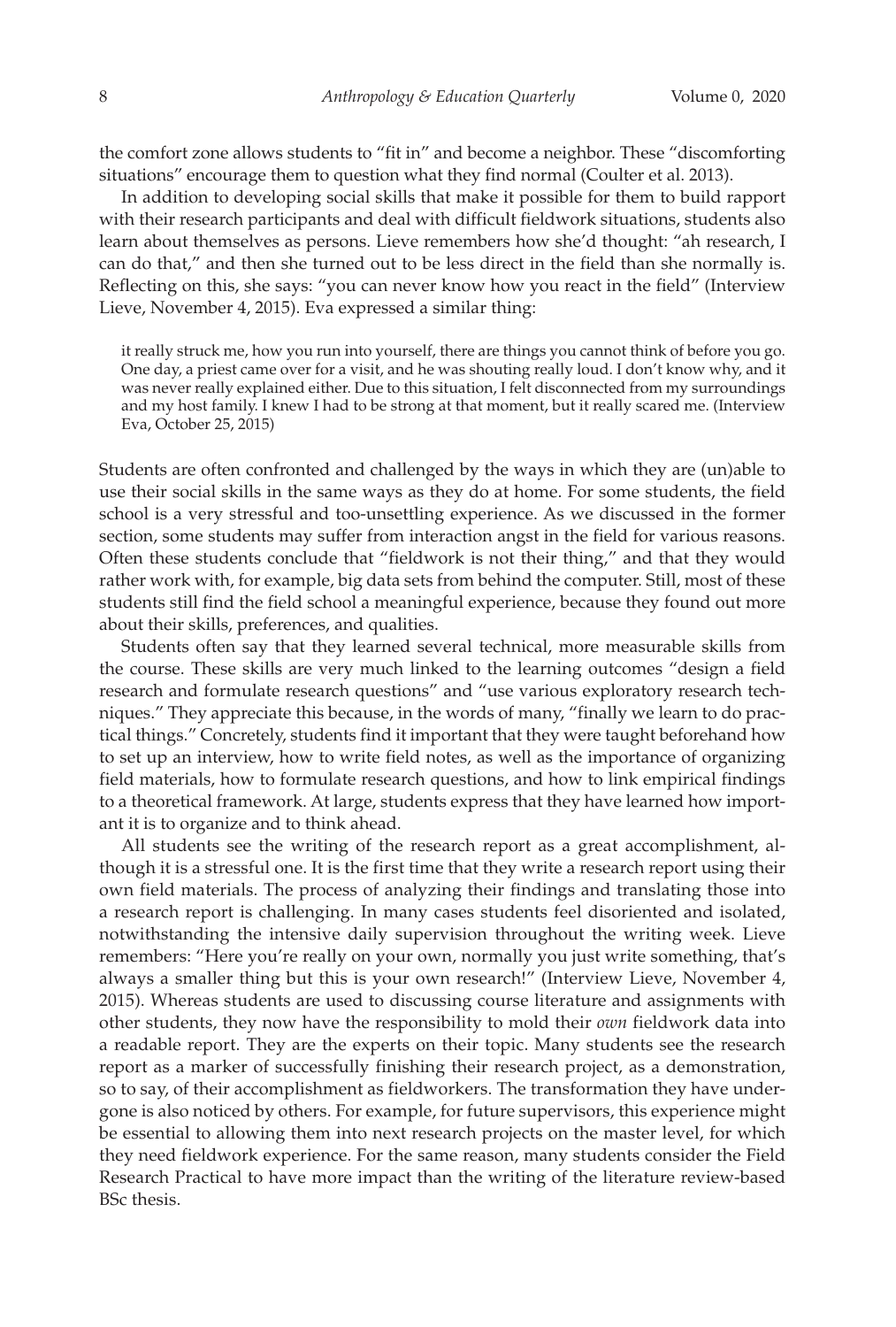the comfort zone allows students to "fit in" and become a neighbor. These "discomforting situations" encourage them to question what they find normal (Coulter et al. 2013).

In addition to developing social skills that make it possible for them to build rapport with their research participants and deal with difficult fieldwork situations, students also learn about themselves as persons. Lieve remembers how she'd thought: "ah research, I can do that," and then she turned out to be less direct in the field than she normally is. Reflecting on this, she says: "you can never know how you react in the field" (Interview Lieve, November 4, 2015). Eva expressed a similar thing:

> it really struck me, how you run into yourself, there are things you cannot think of before you go. One day, a priest came over for a visit, and he was shouting really loud. I don't know why, and it was never really explained either. Due to this situation, I felt disconnected from my surroundings and my host family. I knew I had to be strong at that moment, but it really scared me. (Interview Eva, October 25, 2015)

Students are often confronted and challenged by the ways in which they are (un)able to use their social skills in the same ways as they do at home. For some students, the field school is a very stressful and too-unsettling experience. As we discussed in the former section, some students may suffer from interaction angst in the field for various reasons. Often these students conclude that "fieldwork is not their thing," and that they would rather work with, for example, big data sets from behind the computer. Still, most of these students still find the field school a meaningful experience, because they found out more about their skills, preferences, and qualities.

Students often say that they learned several technical, more measurable skills from the course. These skills are very much linked to the learning outcomes "design a field research and formulate research questions" and "use various exploratory research techniques." They appreciate this because, in the words of many, "finally we learn to do practical things." Concretely, students find it important that they were taught beforehand how to set up an interview, how to write field notes, as well as the importance of organizing field materials, how to formulate research questions, and how to link empirical findings to a theoretical framework. At large, students express that they have learned how important it is to organize and to think ahead.

All students see the writing of the research report as a great accomplishment, although it is a stressful one. It is the first time that they write a research report using their own field materials. The process of analyzing their findings and translating those into a research report is challenging. In many cases students feel disoriented and isolated, notwithstanding the intensive daily supervision throughout the writing week. Lieve remembers: "Here you're really on your own, normally you just write something, that's always a smaller thing but this is your own research!" (Interview Lieve, November 4, 2015). Whereas students are used to discussing course literature and assignments with other students, they now have the responsibility to mold their *own* fieldwork data into a readable report. They are the experts on their topic. Many students see the research report as a marker of successfully finishing their research project, as a demonstration, so to say, of their accomplishment as fieldworkers. The transformation they have undergone is also noticed by others. For example, for future supervisors, this experience might be essential to allowing them into next research projects on the master level, for which they need fieldwork experience. For the same reason, many students consider the Field Research Practical to have more impact than the writing of the literature review-based BSc thesis.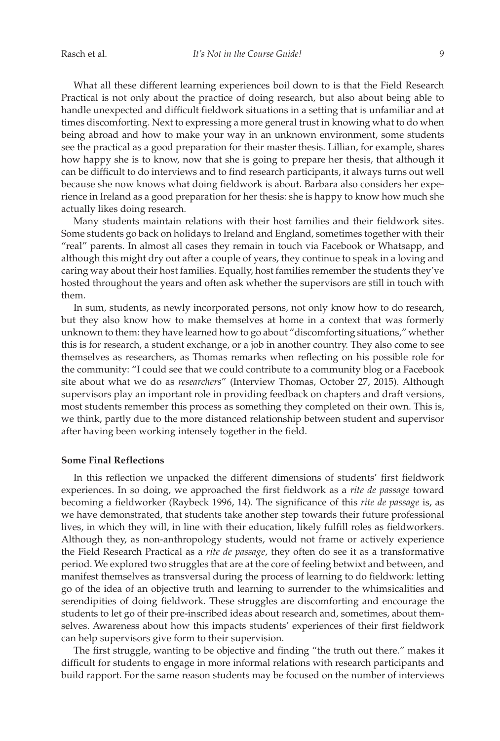What all these different learning experiences boil down to is that the Field Research Practical is not only about the practice of doing research, but also about being able to handle unexpected and difficult fieldwork situations in a setting that is unfamiliar and at times discomforting. Next to expressing a more general trust in knowing what to do when being abroad and how to make your way in an unknown environment, some students see the practical as a good preparation for their master thesis. Lillian, for example, shares how happy she is to know, now that she is going to prepare her thesis, that although it can be difficult to do interviews and to find research participants, it always turns out well because she now knows what doing fieldwork is about. Barbara also considers her experience in Ireland as a good preparation for her thesis: she is happy to know how much she actually likes doing research.

Many students maintain relations with their host families and their fieldwork sites. Some students go back on holidays to Ireland and England, sometimes together with their "real" parents. In almost all cases they remain in touch via Facebook or Whatsapp, and although this might dry out after a couple of years, they continue to speak in a loving and caring way about their host families. Equally, host families remember the students they've hosted throughout the years and often ask whether the supervisors are still in touch with them.

In sum, students, as newly incorporated persons, not only know how to do research, but they also know how to make themselves at home in a context that was formerly unknown to them: they have learned how to go about "discomforting situations," whether this is for research, a student exchange, or a job in another country. They also come to see themselves as researchers, as Thomas remarks when reflecting on his possible role for the community: "I could see that we could contribute to a community blog or a Facebook site about what we do as *researchers*" (Interview Thomas, October 27, 2015). Although supervisors play an important role in providing feedback on chapters and draft versions, most students remember this process as something they completed on their own. This is, we think, partly due to the more distanced relationship between student and supervisor after having been working intensely together in the field.

**Some Final Reflections**

In this reflection we unpacked the different dimensions of students' first fieldwork experiences. In so doing, we approached the first fieldwork as a *rite de passage* toward becoming a fieldworker (Raybeck 1996, 14). The significance of this *rite de passage* is, as we have demonstrated, that students take another step towards their future professional lives, in which they will, in line with their education, likely fulfill roles as fieldworkers. Although they, as non-anthropology students, would not frame or actively experience the Field Research Practical as a *rite de passage*, they often do see it as a transformative period. We explored two struggles that are at the core of feeling betwixt and between, and manifest themselves as transversal during the process of learning to do fieldwork: letting go of the idea of an objective truth and learning to surrender to the whimsicalities and serendipities of doing fieldwork. These struggles are discomforting and encourage the students to let go of their pre-inscribed ideas about research and, sometimes, about themselves. Awareness about how this impacts students' experiences of their first fieldwork can help supervisors give form to their supervision.

The first struggle, wanting to be objective and finding "the truth out there." makes it difficult for students to engage in more informal relations with research participants and build rapport. For the same reason students may be focused on the number of interviews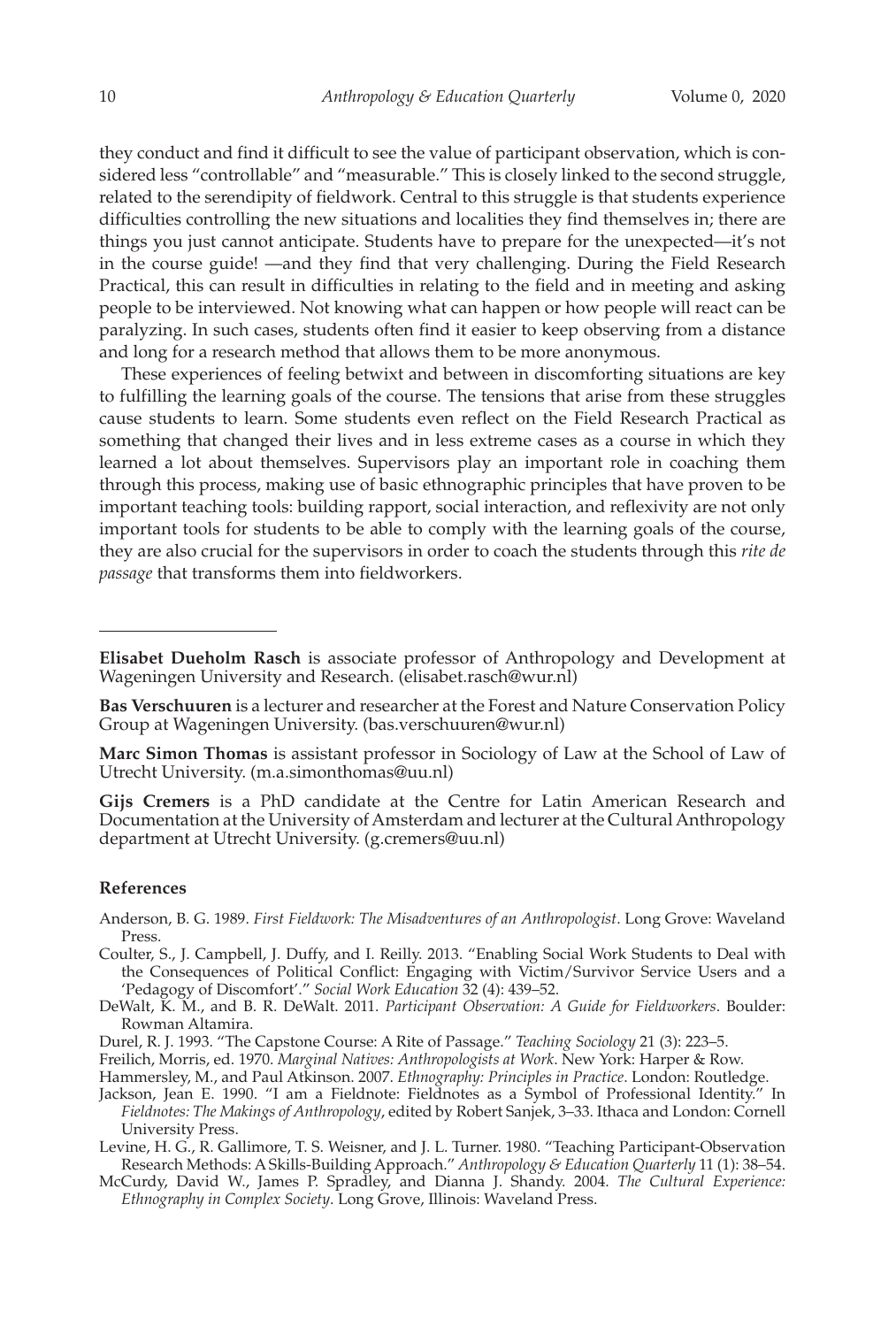they conduct and find it difficult to see the value of participant observation, which is considered less "controllable" and "measurable." This is closely linked to the second struggle, related to the serendipity of fieldwork. Central to this struggle is that students experience difficulties controlling the new situations and localities they find themselves in; there are things you just cannot anticipate. Students have to prepare for the unexpected—it's not in the course guide! —and they find that very challenging. During the Field Research Practical, this can result in difficulties in relating to the field and in meeting and asking people to be interviewed. Not knowing what can happen or how people will react can be paralyzing. In such cases, students often find it easier to keep observing from a distance and long for a research method that allows them to be more anonymous.

These experiences of feeling betwixt and between in discomforting situations are key to fulfilling the learning goals of the course. The tensions that arise from these struggles cause students to learn. Some students even reflect on the Field Research Practical as something that changed their lives and in less extreme cases as a course in which they learned a lot about themselves. Supervisors play an important role in coaching them through this process, making use of basic ethnographic principles that have proven to be important teaching tools: building rapport, social interaction, and reflexivity are not only important tools for students to be able to comply with the learning goals of the course, they are also crucial for the supervisors in order to coach the students through this *rite de passage* that transforms them into fieldworkers.

---

**Elisabet Dueholm Rasch** is associate professor of Anthropology and Development at Wageningen University and Research. (elisabet.rasch@wur.nl)

**Bas Verschuuren** is a lecturer and researcher at the Forest and Nature Conservation Policy Group at Wageningen University. (bas.verschuuren@wur.nl)

**Marc Simon Thomas** is assistant professor in Sociology of Law at the School of Law of Utrecht University. (m.a.simonthomas@uu.nl)

**Gijs Cremers** is a PhD candidate at the Centre for Latin American Research and Documentation at the University of Amsterdam and lecturer at the Cultural Anthropology department at Utrecht University. (g.cremers@uu.nl)

## References

Anderson, B. G. 1989. *First Fieldwork: The Misadventures of an Anthropologist*. Long Grove: Waveland Press.

Coulter, S., J. Campbell, J. Duffy, and I. Reilly. 2013. "Enabling Social Work Students to Deal with the Consequences of Political Conflict: Engaging with Victim/Survivor Service Users and a 'Pedagogy of Discomfort'." *Social Work Education* 32 (4): 439–52.

DeWalt, K. M., and B. R. DeWalt. 2011. *Participant Observation: A Guide for Fieldworkers*. Boulder: Rowman Altamira.

Durel, R. J. 1993. "The Capstone Course: A Rite of Passage." *Teaching Sociology* 21 (3): 223–5.

Freilich, Morris, ed. 1970. *Marginal Natives: Anthropologists at Work*. New York: Harper & Row.

Hammersley, M., and Paul Atkinson. 2007. *Ethnography: Principles in Practice*. London: Routledge.

Jackson, Jean E. 1990. "I am a Fieldnote: Fieldnotes as a Symbol of Professional Identity." In *Fieldnotes: The Makings of Anthropology*, edited by Robert Sanjek, 3–33. Ithaca and London: Cornell University Press.

Levine, H. G., R. Gallimore, T. S. Weisner, and J. L. Turner. 1980. "Teaching Participant-Observation Research Methods: A Skills-Building Approach." *Anthropology & Education Quarterly* 11 (1): 38–54.

McCurdy, David W., James P. Spradley, and Dianna J. Shandy. 2004. *The Cultural Experience: Ethnography in Complex Society*. Long Grove, Illinois: Waveland Press.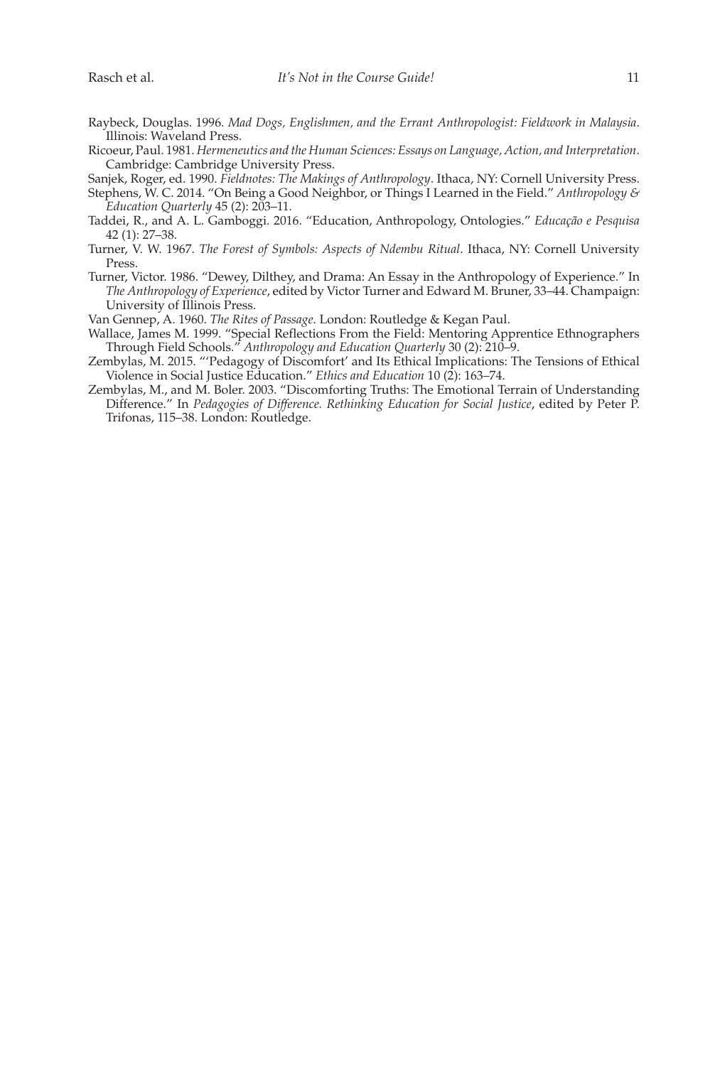Raybeck, Douglas. 1996. *Mad Dogs, Englishmen, and the Errant Anthropologist: Fieldwork in Malaysia*. Illinois: Waveland Press.

Ricoeur, Paul. 1981. *Hermeneutics and the Human Sciences: Essays on Language, Action, and Interpretation*. Cambridge: Cambridge University Press.

Sanjek, Roger, ed. 1990. *Fieldnotes: The Makings of Anthropology*. Ithaca, NY: Cornell University Press.

Stephens, W. C. 2014. "On Being a Good Neighbor, or Things I Learned in the Field." *Anthropology & Education Quarterly* 45 (2): 203–11.

Taddei, R., and A. L. Gamboggi. 2016. "Education, Anthropology, Ontologies." *Educação e Pesquisa* 42 (1): 27–38.

Turner, V. W. 1967. *The Forest of Symbols: Aspects of Ndembu Ritual*. Ithaca, NY: Cornell University Press.

Turner, Victor. 1986. "Dewey, Dilthey, and Drama: An Essay in the Anthropology of Experience." In *The Anthropology of Experience*, edited by Victor Turner and Edward M. Bruner, 33–44. Champaign: University of Illinois Press.

Van Gennep, A. 1960. *The Rites of Passage*. London: Routledge & Kegan Paul.

Wallace, James M. 1999. "Special Reflections From the Field: Mentoring Apprentice Ethnographers Through Field Schools." *Anthropology and Education Quarterly* 30 (2): 210–9.

Zembylas, M. 2015. "'Pedagogy of Discomfort' and Its Ethical Implications: The Tensions of Ethical Violence in Social Justice Education." *Ethics and Education* 10 (2): 163–74.

Zembylas, M., and M. Boler. 2003. "Discomforting Truths: The Emotional Terrain of Understanding Difference." In *Pedagogies of Difference. Rethinking Education for Social Justice*, edited by Peter P. Trifonas, 115–38. London: Routledge.